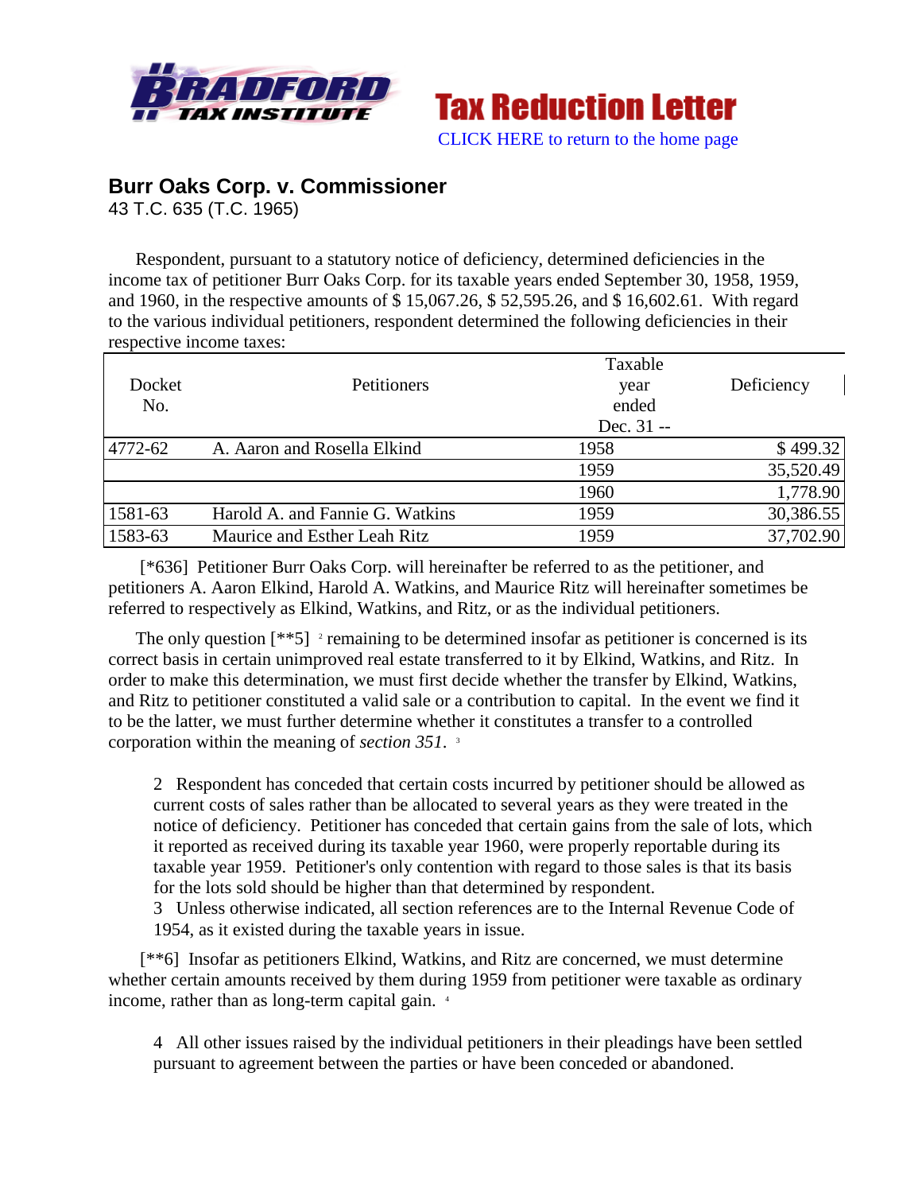**Tax Reduction Letter**

CLICK HERE to return to the home page

## Burr Oaks Corp. v. Commissioner

43 T.C. 635 (T.C. 1965)

Respondent, pursuant to a statutory notice of deficiency, determined deficiencies in the income tax of petitioner Burr Oaks Corp. for its taxable years ended September 30, 1958, 1959, and 1960, in the respective amounts of $ 15,067.26, $ 52,595.26, and $ 16,602.61. With regard to the various individual petitioners, respondent determined the following deficiencies in their respective income taxes:

| Docket No. | Petitioners | Taxable year ended Dec. 31 -- | Deficiency |
|---|---|---|---|
| 4772-62 | A. Aaron and Rosella Elkind | 1958 | $ 499.32 |
| | | 1959 | 35,520.49 |
| | | 1960 | 1,778.90 |
| 1581-63 | Harold A. and Fannie G. Watkins | 1959 | 30,386.55 |
| 1583-63 | Maurice and Esther Leah Ritz | 1959 | 37,702.90 |

[*636] Petitioner Burr Oaks Corp. will hereinafter be referred to as the petitioner, and petitioners A. Aaron Elkind, Harold A. Watkins, and Maurice Ritz will hereinafter sometimes be referred to respectively as Elkind, Watkins, and Ritz, or as the individual petitioners.

The only question [**5] [2] remaining to be determined insofar as petitioner is concerned is its correct basis in certain unimproved real estate transferred to it by Elkind, Watkins, and Ritz. In order to make this determination, we must first decide whether the transfer by Elkind, Watkins, and Ritz to petitioner constituted a valid sale or a contribution to capital. In the event we find it to be the latter, we must further determine whether it constitutes a transfer to a controlled corporation within the meaning of *section 351*. [3]

> 2 Respondent has conceded that certain costs incurred by petitioner should be allowed as current costs of sales rather than be allocated to several years as they were treated in the notice of deficiency. Petitioner has conceded that certain gains from the sale of lots, which it reported as received during its taxable year 1960, were properly reportable during its taxable year 1959. Petitioner's only contention with regard to those sales is that its basis for the lots sold should be higher than that determined by respondent.
>
> 3 Unless otherwise indicated, all section references are to the Internal Revenue Code of 1954, as it existed during the taxable years in issue.

[**6] Insofar as petitioners Elkind, Watkins, and Ritz are concerned, we must determine whether certain amounts received by them during 1959 from petitioner were taxable as ordinary income, rather than as long-term capital gain. [4]

> 4 All other issues raised by the individual petitioners in their pleadings have been settled pursuant to agreement between the parties or have been conceded or abandoned.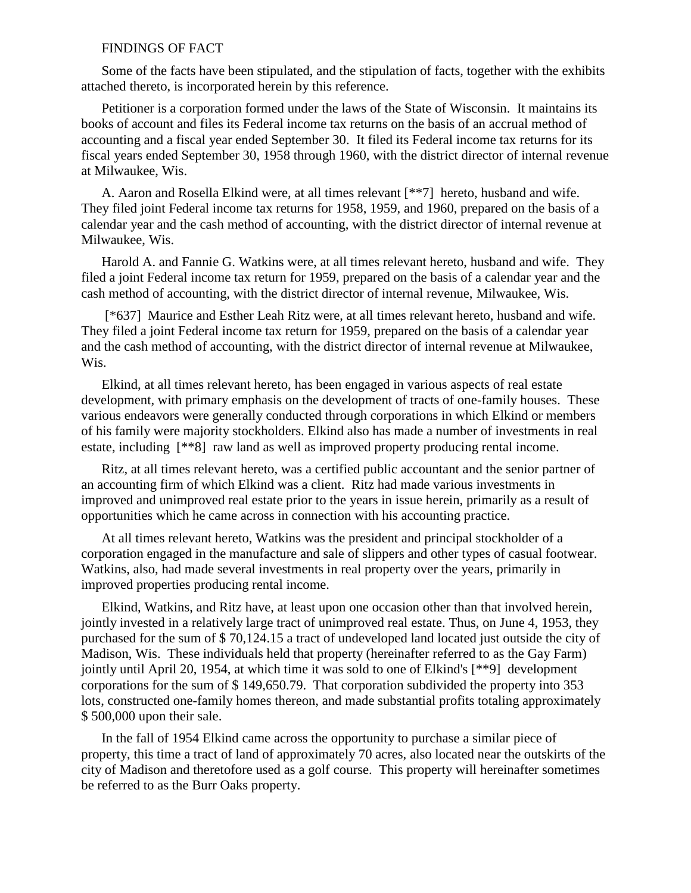FINDINGS OF FACT

Some of the facts have been stipulated, and the stipulation of facts, together with the exhibits attached thereto, is incorporated herein by this reference.

Petitioner is a corporation formed under the laws of the State of Wisconsin. It maintains its books of account and files its Federal income tax returns on the basis of an accrual method of accounting and a fiscal year ended September 30. It filed its Federal income tax returns for its fiscal years ended September 30, 1958 through 1960, with the district director of internal revenue at Milwaukee, Wis.

A. Aaron and Rosella Elkind were, at all times relevant [**7] hereto, husband and wife. They filed joint Federal income tax returns for 1958, 1959, and 1960, prepared on the basis of a calendar year and the cash method of accounting, with the district director of internal revenue at Milwaukee, Wis.

Harold A. and Fannie G. Watkins were, at all times relevant hereto, husband and wife. They filed a joint Federal income tax return for 1959, prepared on the basis of a calendar year and the cash method of accounting, with the district director of internal revenue, Milwaukee, Wis.

[*637] Maurice and Esther Leah Ritz were, at all times relevant hereto, husband and wife. They filed a joint Federal income tax return for 1959, prepared on the basis of a calendar year and the cash method of accounting, with the district director of internal revenue at Milwaukee, Wis.

Elkind, at all times relevant hereto, has been engaged in various aspects of real estate development, with primary emphasis on the development of tracts of one-family houses. These various endeavors were generally conducted through corporations in which Elkind or members of his family were majority stockholders. Elkind also has made a number of investments in real estate, including [**8] raw land as well as improved property producing rental income.

Ritz, at all times relevant hereto, was a certified public accountant and the senior partner of an accounting firm of which Elkind was a client. Ritz had made various investments in improved and unimproved real estate prior to the years in issue herein, primarily as a result of opportunities which he came across in connection with his accounting practice.

At all times relevant hereto, Watkins was the president and principal stockholder of a corporation engaged in the manufacture and sale of slippers and other types of casual footwear. Watkins, also, had made several investments in real property over the years, primarily in improved properties producing rental income.

Elkind, Watkins, and Ritz have, at least upon one occasion other than that involved herein, jointly invested in a relatively large tract of unimproved real estate. Thus, on June 4, 1953, they purchased for the sum of $ 70,124.15 a tract of undeveloped land located just outside the city of Madison, Wis. These individuals held that property (hereinafter referred to as the Gay Farm) jointly until April 20, 1954, at which time it was sold to one of Elkind's [**9] development corporations for the sum of $ 149,650.79. That corporation subdivided the property into 353 lots, constructed one-family homes thereon, and made substantial profits totaling approximately $ 500,000 upon their sale.

In the fall of 1954 Elkind came across the opportunity to purchase a similar piece of property, this time a tract of land of approximately 70 acres, also located near the outskirts of the city of Madison and theretofore used as a golf course. This property will hereinafter sometimes be referred to as the Burr Oaks property.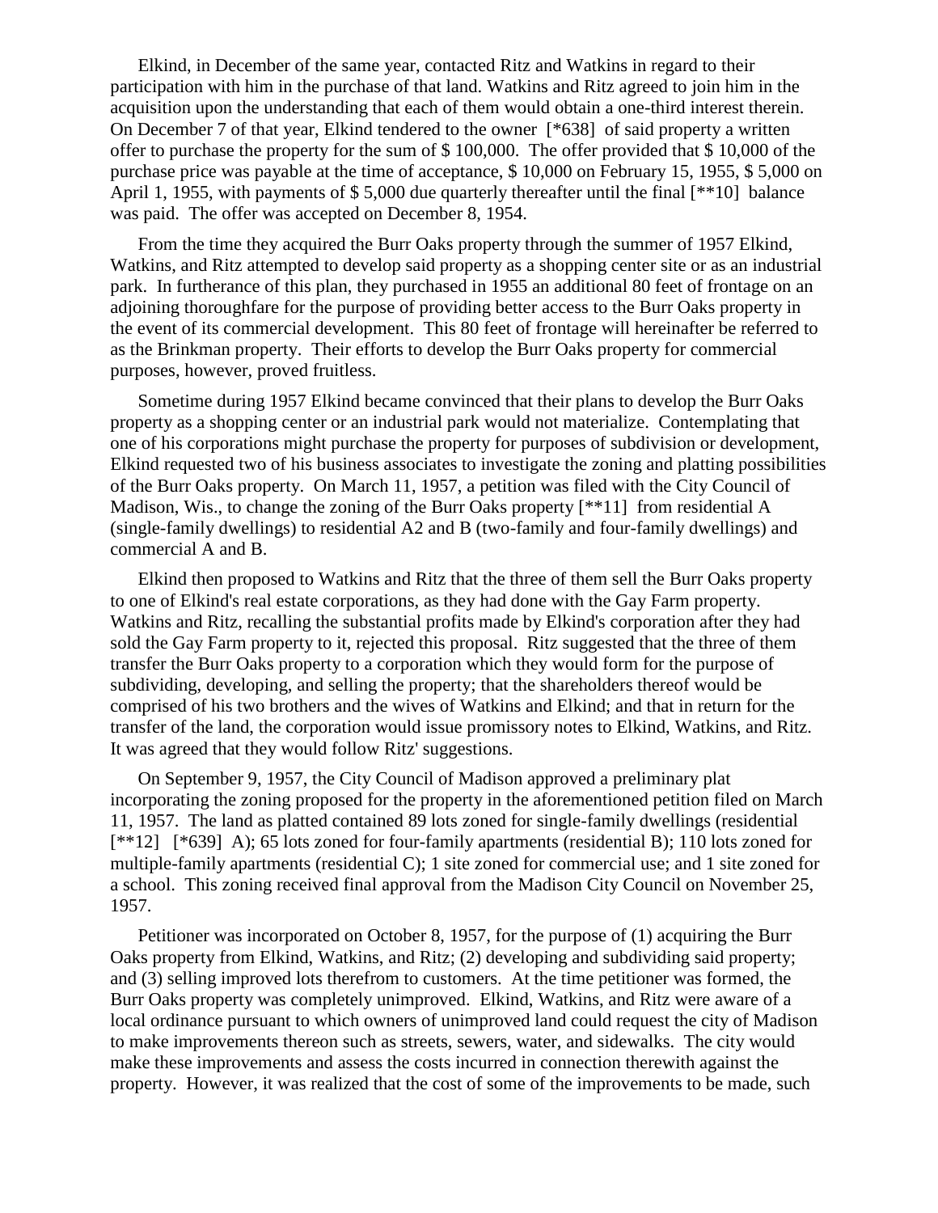Elkind, in December of the same year, contacted Ritz and Watkins in regard to their participation with him in the purchase of that land. Watkins and Ritz agreed to join him in the acquisition upon the understanding that each of them would obtain a one-third interest therein. On December 7 of that year, Elkind tendered to the owner [*638] of said property a written offer to purchase the property for the sum of $ 100,000. The offer provided that $ 10,000 of the purchase price was payable at the time of acceptance, $ 10,000 on February 15, 1955, $ 5,000 on April 1, 1955, with payments of $ 5,000 due quarterly thereafter until the final [**10] balance was paid. The offer was accepted on December 8, 1954.

From the time they acquired the Burr Oaks property through the summer of 1957 Elkind, Watkins, and Ritz attempted to develop said property as a shopping center site or as an industrial park. In furtherance of this plan, they purchased in 1955 an additional 80 feet of frontage on an adjoining thoroughfare for the purpose of providing better access to the Burr Oaks property in the event of its commercial development. This 80 feet of frontage will hereinafter be referred to as the Brinkman property. Their efforts to develop the Burr Oaks property for commercial purposes, however, proved fruitless.

Sometime during 1957 Elkind became convinced that their plans to develop the Burr Oaks property as a shopping center or an industrial park would not materialize. Contemplating that one of his corporations might purchase the property for purposes of subdivision or development, Elkind requested two of his business associates to investigate the zoning and platting possibilities of the Burr Oaks property. On March 11, 1957, a petition was filed with the City Council of Madison, Wis., to change the zoning of the Burr Oaks property [**11] from residential A (single-family dwellings) to residential A2 and B (two-family and four-family dwellings) and commercial A and B.

Elkind then proposed to Watkins and Ritz that the three of them sell the Burr Oaks property to one of Elkind's real estate corporations, as they had done with the Gay Farm property. Watkins and Ritz, recalling the substantial profits made by Elkind's corporation after they had sold the Gay Farm property to it, rejected this proposal. Ritz suggested that the three of them transfer the Burr Oaks property to a corporation which they would form for the purpose of subdividing, developing, and selling the property; that the shareholders thereof would be comprised of his two brothers and the wives of Watkins and Elkind; and that in return for the transfer of the land, the corporation would issue promissory notes to Elkind, Watkins, and Ritz. It was agreed that they would follow Ritz' suggestions.

On September 9, 1957, the City Council of Madison approved a preliminary plat incorporating the zoning proposed for the property in the aforementioned petition filed on March 11, 1957. The land as platted contained 89 lots zoned for single-family dwellings (residential [**12] [*639] A); 65 lots zoned for four-family apartments (residential B); 110 lots zoned for multiple-family apartments (residential C); 1 site zoned for commercial use; and 1 site zoned for a school. This zoning received final approval from the Madison City Council on November 25, 1957.

Petitioner was incorporated on October 8, 1957, for the purpose of (1) acquiring the Burr Oaks property from Elkind, Watkins, and Ritz; (2) developing and subdividing said property; and (3) selling improved lots therefrom to customers. At the time petitioner was formed, the Burr Oaks property was completely unimproved. Elkind, Watkins, and Ritz were aware of a local ordinance pursuant to which owners of unimproved land could request the city of Madison to make improvements thereon such as streets, sewers, water, and sidewalks. The city would make these improvements and assess the costs incurred in connection therewith against the property. However, it was realized that the cost of some of the improvements to be made, such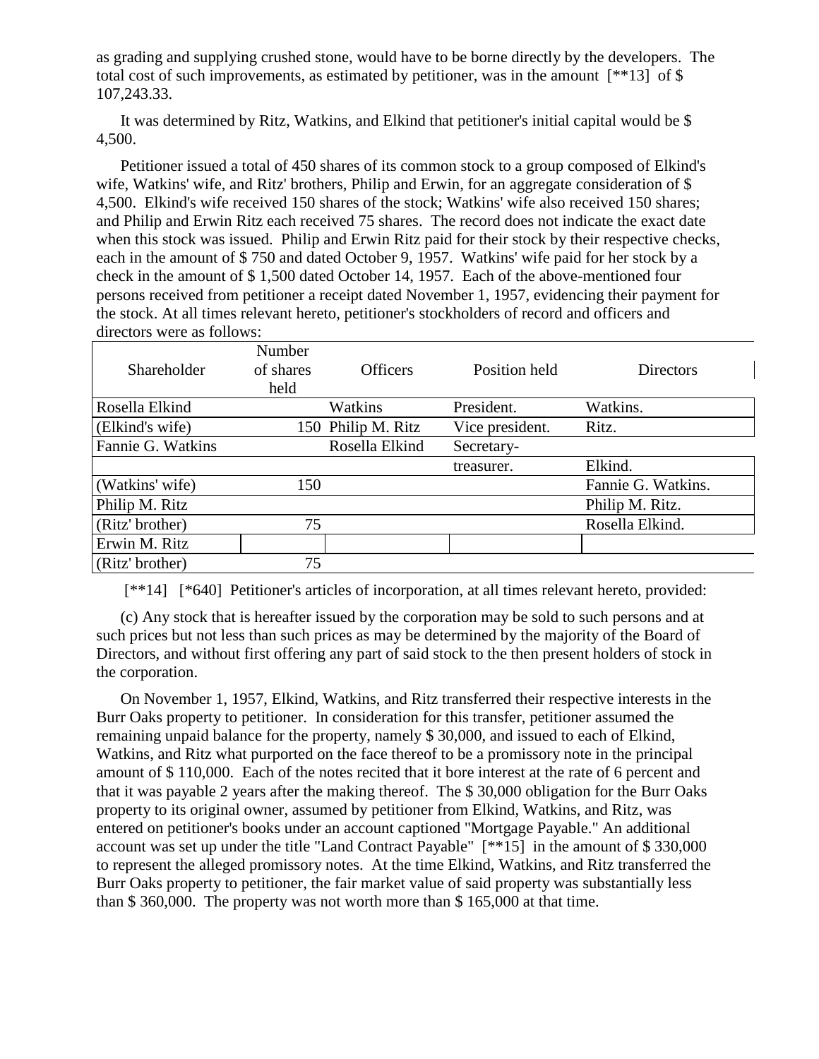as grading and supplying crushed stone, would have to be borne directly by the developers. The total cost of such improvements, as estimated by petitioner, was in the amount [**13] of $ 107,243.33.

It was determined by Ritz, Watkins, and Elkind that petitioner's initial capital would be $ 4,500.

Petitioner issued a total of 450 shares of its common stock to a group composed of Elkind's wife, Watkins' wife, and Ritz' brothers, Philip and Erwin, for an aggregate consideration of $ 4,500. Elkind's wife received 150 shares of the stock; Watkins' wife also received 150 shares; and Philip and Erwin Ritz each received 75 shares. The record does not indicate the exact date when this stock was issued. Philip and Erwin Ritz paid for their stock by their respective checks, each in the amount of $ 750 and dated October 9, 1957. Watkins' wife paid for her stock by a check in the amount of $ 1,500 dated October 14, 1957. Each of the above-mentioned four persons received from petitioner a receipt dated November 1, 1957, evidencing their payment for the stock. At all times relevant hereto, petitioner's stockholders of record and officers and directors were as follows:

| Shareholder | Number of shares held | Officers | Position held | Directors |
|---|---|---|---|---|
| Rosella Elkind | | Watkins | President. | Watkins. |
| (Elkind's wife) | 150 | Philip M. Ritz | Vice president. | Ritz. |
| Fannie G. Watkins | | Rosella Elkind | Secretary-treasurer. | Elkind. |
| (Watkins' wife) | 150 | | | Fannie G. Watkins. |
| Philip M. Ritz | | | | Philip M. Ritz. |
| (Ritz' brother) | 75 | | | Rosella Elkind. |
| Erwin M. Ritz | | | | |
| (Ritz' brother) | 75 | | | |

[**14] [*640] Petitioner's articles of incorporation, at all times relevant hereto, provided:

(c) Any stock that is hereafter issued by the corporation may be sold to such persons and at such prices but not less than such prices as may be determined by the majority of the Board of Directors, and without first offering any part of said stock to the then present holders of stock in the corporation.

On November 1, 1957, Elkind, Watkins, and Ritz transferred their respective interests in the Burr Oaks property to petitioner. In consideration for this transfer, petitioner assumed the remaining unpaid balance for the property, namely $ 30,000, and issued to each of Elkind, Watkins, and Ritz what purported on the face thereof to be a promissory note in the principal amount of $ 110,000. Each of the notes recited that it bore interest at the rate of 6 percent and that it was payable 2 years after the making thereof. The $ 30,000 obligation for the Burr Oaks property to its original owner, assumed by petitioner from Elkind, Watkins, and Ritz, was entered on petitioner's books under an account captioned "Mortgage Payable." An additional account was set up under the title "Land Contract Payable" [**15] in the amount of $ 330,000 to represent the alleged promissory notes. At the time Elkind, Watkins, and Ritz transferred the Burr Oaks property to petitioner, the fair market value of said property was substantially less than $ 360,000. The property was not worth more than $ 165,000 at that time.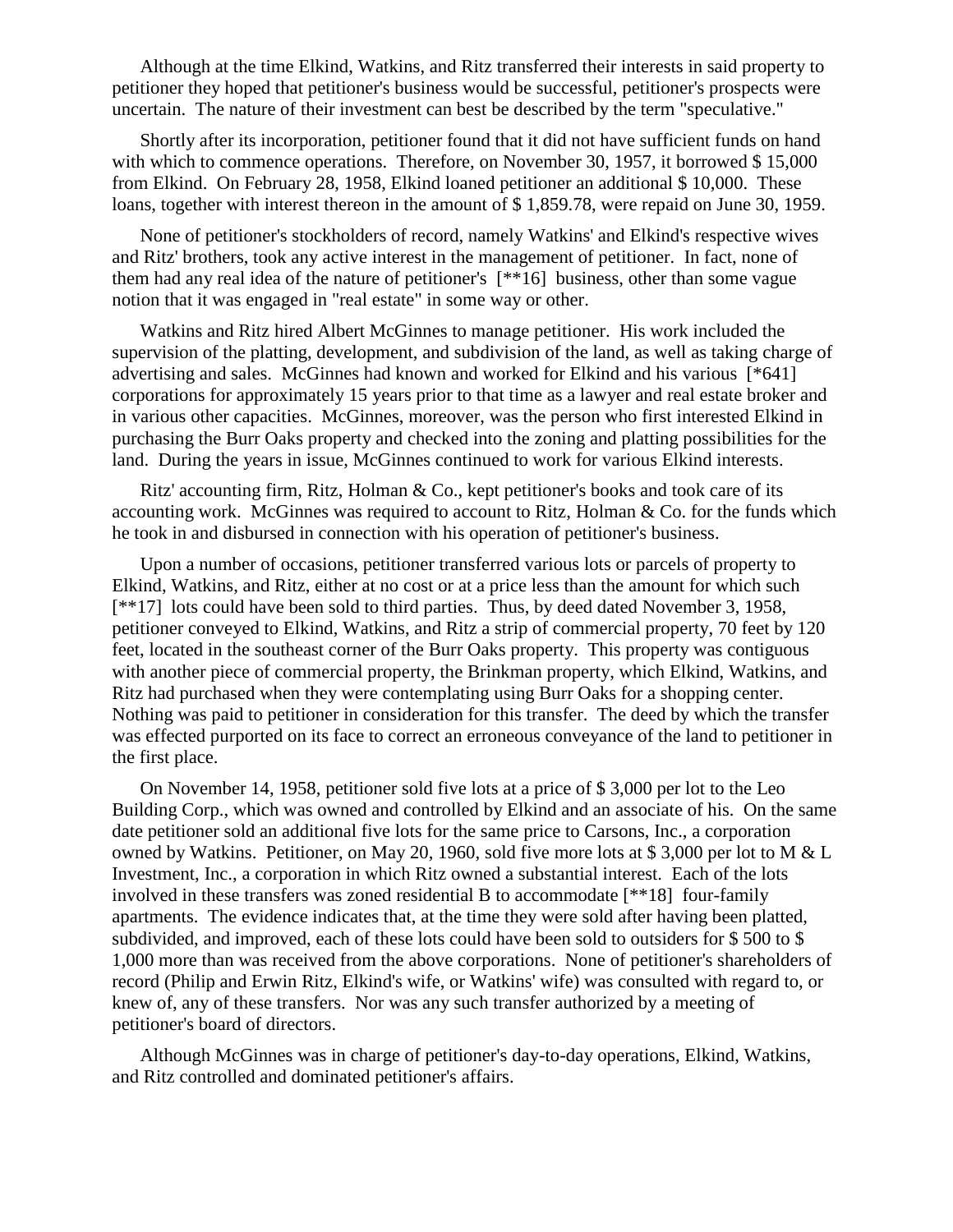Although at the time Elkind, Watkins, and Ritz transferred their interests in said property to petitioner they hoped that petitioner's business would be successful, petitioner's prospects were uncertain. The nature of their investment can best be described by the term "speculative."

Shortly after its incorporation, petitioner found that it did not have sufficient funds on hand with which to commence operations. Therefore, on November 30, 1957, it borrowed $ 15,000 from Elkind. On February 28, 1958, Elkind loaned petitioner an additional $ 10,000. These loans, together with interest thereon in the amount of $ 1,859.78, were repaid on June 30, 1959.

None of petitioner's stockholders of record, namely Watkins' and Elkind's respective wives and Ritz' brothers, took any active interest in the management of petitioner. In fact, none of them had any real idea of the nature of petitioner's [**16] business, other than some vague notion that it was engaged in "real estate" in some way or other.

Watkins and Ritz hired Albert McGinnes to manage petitioner. His work included the supervision of the platting, development, and subdivision of the land, as well as taking charge of advertising and sales. McGinnes had known and worked for Elkind and his various [*641] corporations for approximately 15 years prior to that time as a lawyer and real estate broker and in various other capacities. McGinnes, moreover, was the person who first interested Elkind in purchasing the Burr Oaks property and checked into the zoning and platting possibilities for the land. During the years in issue, McGinnes continued to work for various Elkind interests.

Ritz' accounting firm, Ritz, Holman & Co., kept petitioner's books and took care of its accounting work. McGinnes was required to account to Ritz, Holman & Co. for the funds which he took in and disbursed in connection with his operation of petitioner's business.

Upon a number of occasions, petitioner transferred various lots or parcels of property to Elkind, Watkins, and Ritz, either at no cost or at a price less than the amount for which such [**17] lots could have been sold to third parties. Thus, by deed dated November 3, 1958, petitioner conveyed to Elkind, Watkins, and Ritz a strip of commercial property, 70 feet by 120 feet, located in the southeast corner of the Burr Oaks property. This property was contiguous with another piece of commercial property, the Brinkman property, which Elkind, Watkins, and Ritz had purchased when they were contemplating using Burr Oaks for a shopping center. Nothing was paid to petitioner in consideration for this transfer. The deed by which the transfer was effected purported on its face to correct an erroneous conveyance of the land to petitioner in the first place.

On November 14, 1958, petitioner sold five lots at a price of $ 3,000 per lot to the Leo Building Corp., which was owned and controlled by Elkind and an associate of his. On the same date petitioner sold an additional five lots for the same price to Carsons, Inc., a corporation owned by Watkins. Petitioner, on May 20, 1960, sold five more lots at $ 3,000 per lot to M & L Investment, Inc., a corporation in which Ritz owned a substantial interest. Each of the lots involved in these transfers was zoned residential B to accommodate [**18] four-family apartments. The evidence indicates that, at the time they were sold after having been platted, subdivided, and improved, each of these lots could have been sold to outsiders for $ 500 to $ 1,000 more than was received from the above corporations. None of petitioner's shareholders of record (Philip and Erwin Ritz, Elkind's wife, or Watkins' wife) was consulted with regard to, or knew of, any of these transfers. Nor was any such transfer authorized by a meeting of petitioner's board of directors.

Although McGinnes was in charge of petitioner's day-to-day operations, Elkind, Watkins, and Ritz controlled and dominated petitioner's affairs.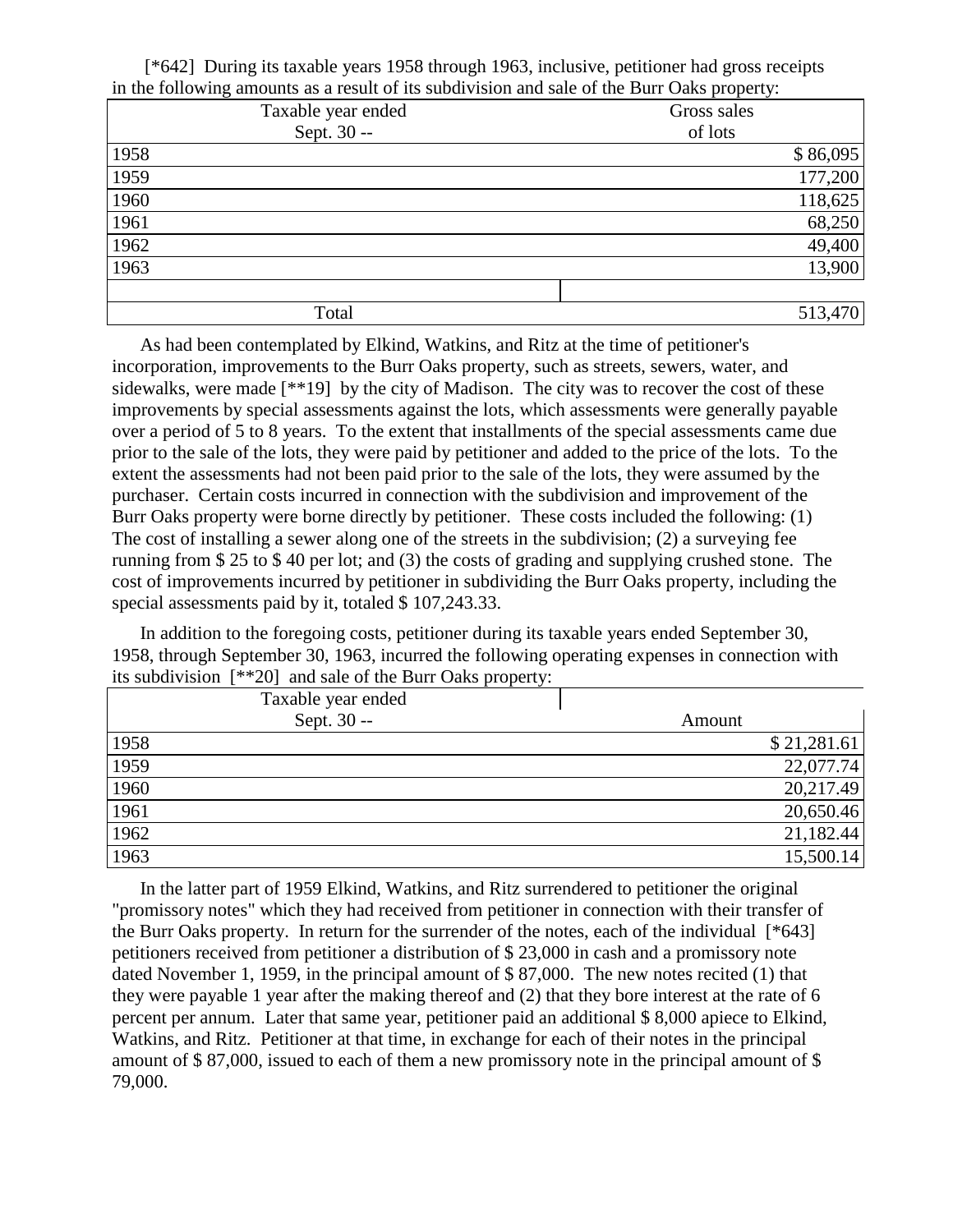[*642] During its taxable years 1958 through 1963, inclusive, petitioner had gross receipts in the following amounts as a result of its subdivision and sale of the Burr Oaks property:

| Taxable year ended Sept. 30 -- | Gross sales of lots |
|---|---|
| 1958 | $ 86,095 |
| 1959 | 177,200 |
| 1960 | 118,625 |
| 1961 | 68,250 |
| 1962 | 49,400 |
| 1963 | 13,900 |
| | |
| Total | 513,470 |

As had been contemplated by Elkind, Watkins, and Ritz at the time of petitioner's incorporation, improvements to the Burr Oaks property, such as streets, sewers, water, and sidewalks, were made [**19] by the city of Madison. The city was to recover the cost of these improvements by special assessments against the lots, which assessments were generally payable over a period of 5 to 8 years. To the extent that installments of the special assessments came due prior to the sale of the lots, they were paid by petitioner and added to the price of the lots. To the extent the assessments had not been paid prior to the sale of the lots, they were assumed by the purchaser. Certain costs incurred in connection with the subdivision and improvement of the Burr Oaks property were borne directly by petitioner. These costs included the following: (1) The cost of installing a sewer along one of the streets in the subdivision; (2) a surveying fee running from $ 25 to $ 40 per lot; and (3) the costs of grading and supplying crushed stone. The cost of improvements incurred by petitioner in subdividing the Burr Oaks property, including the special assessments paid by it, totaled $ 107,243.33.

In addition to the foregoing costs, petitioner during its taxable years ended September 30, 1958, through September 30, 1963, incurred the following operating expenses in connection with its subdivision [**20] and sale of the Burr Oaks property:

| Taxable year ended Sept. 30 -- | Amount |
|---|---|
| 1958 | $ 21,281.61 |
| 1959 | 22,077.74 |
| 1960 | 20,217.49 |
| 1961 | 20,650.46 |
| 1962 | 21,182.44 |
| 1963 | 15,500.14 |

In the latter part of 1959 Elkind, Watkins, and Ritz surrendered to petitioner the original "promissory notes" which they had received from petitioner in connection with their transfer of the Burr Oaks property. In return for the surrender of the notes, each of the individual [*643] petitioners received from petitioner a distribution of $ 23,000 in cash and a promissory note dated November 1, 1959, in the principal amount of $ 87,000. The new notes recited (1) that they were payable 1 year after the making thereof and (2) that they bore interest at the rate of 6 percent per annum. Later that same year, petitioner paid an additional $ 8,000 apiece to Elkind, Watkins, and Ritz. Petitioner at that time, in exchange for each of their notes in the principal amount of $ 87,000, issued to each of them a new promissory note in the principal amount of $ 79,000.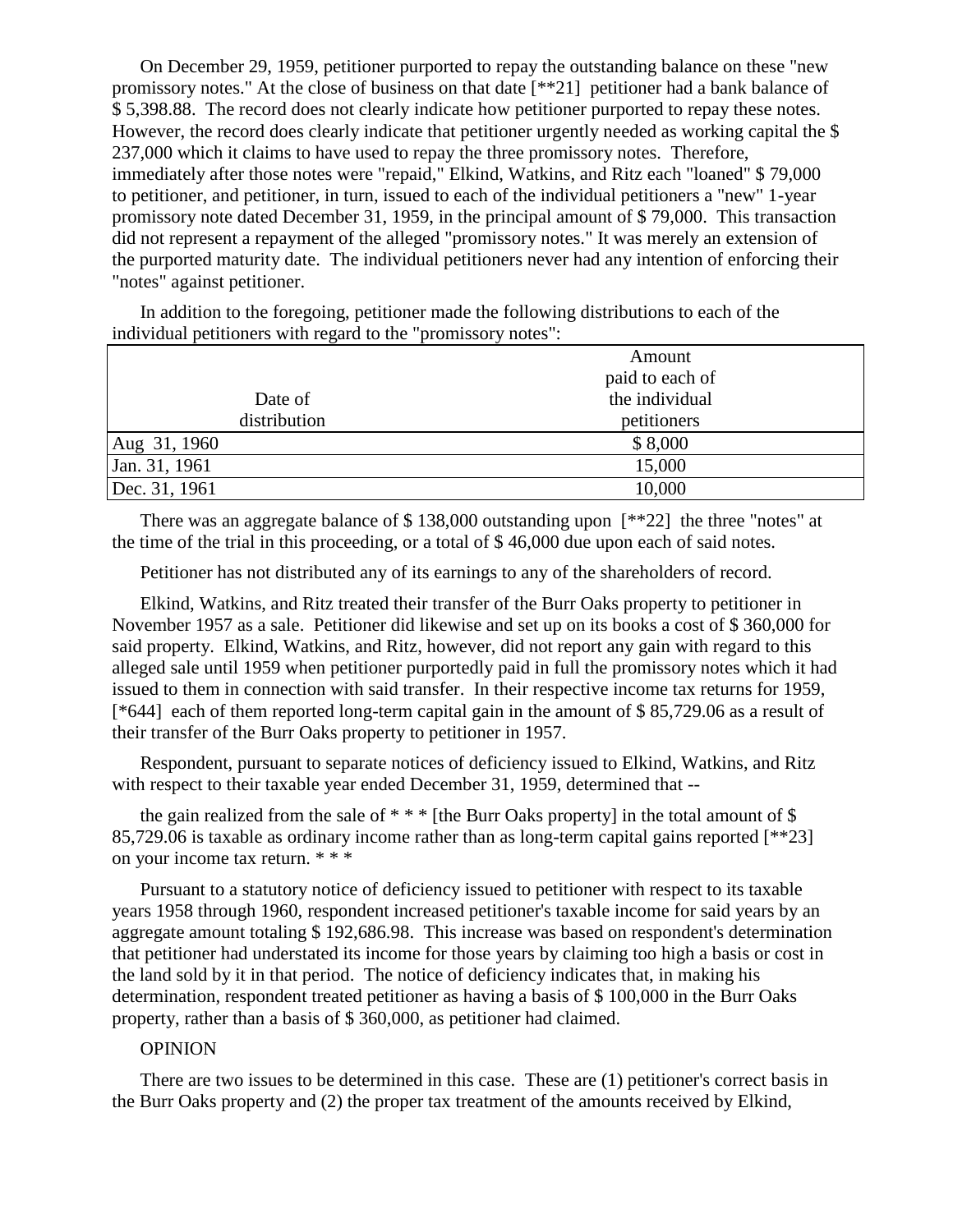On December 29, 1959, petitioner purported to repay the outstanding balance on these "new promissory notes." At the close of business on that date [**21] petitioner had a bank balance of $ 5,398.88. The record does not clearly indicate how petitioner purported to repay these notes. However, the record does clearly indicate that petitioner urgently needed as working capital the $ 237,000 which it claims to have used to repay the three promissory notes. Therefore, immediately after those notes were "repaid," Elkind, Watkins, and Ritz each "loaned" $ 79,000 to petitioner, and petitioner, in turn, issued to each of the individual petitioners a "new" 1-year promissory note dated December 31, 1959, in the principal amount of $ 79,000. This transaction did not represent a repayment of the alleged "promissory notes." It was merely an extension of the purported maturity date. The individual petitioners never had any intention of enforcing their "notes" against petitioner.

In addition to the foregoing, petitioner made the following distributions to each of the individual petitioners with regard to the "promissory notes":

| Date of distribution | Amount paid to each of the individual petitioners |
|---|---|
| Aug 31, 1960 | $ 8,000 |
| Jan. 31, 1961 | 15,000 |
| Dec. 31, 1961 | 10,000 |

There was an aggregate balance of $ 138,000 outstanding upon [**22] the three "notes" at the time of the trial in this proceeding, or a total of $ 46,000 due upon each of said notes.

Petitioner has not distributed any of its earnings to any of the shareholders of record.

Elkind, Watkins, and Ritz treated their transfer of the Burr Oaks property to petitioner in November 1957 as a sale. Petitioner did likewise and set up on its books a cost of $ 360,000 for said property. Elkind, Watkins, and Ritz, however, did not report any gain with regard to this alleged sale until 1959 when petitioner purportedly paid in full the promissory notes which it had issued to them in connection with said transfer. In their respective income tax returns for 1959, [*644] each of them reported long-term capital gain in the amount of $ 85,729.06 as a result of their transfer of the Burr Oaks property to petitioner in 1957.

Respondent, pursuant to separate notices of deficiency issued to Elkind, Watkins, and Ritz with respect to their taxable year ended December 31, 1959, determined that --

the gain realized from the sale of * * * [the Burr Oaks property] in the total amount of $ 85,729.06 is taxable as ordinary income rather than as long-term capital gains reported [**23] on your income tax return. * * *

Pursuant to a statutory notice of deficiency issued to petitioner with respect to its taxable years 1958 through 1960, respondent increased petitioner's taxable income for said years by an aggregate amount totaling $ 192,686.98. This increase was based on respondent's determination that petitioner had understated its income for those years by claiming too high a basis or cost in the land sold by it in that period. The notice of deficiency indicates that, in making his determination, respondent treated petitioner as having a basis of $ 100,000 in the Burr Oaks property, rather than a basis of $ 360,000, as petitioner had claimed.

OPINION

There are two issues to be determined in this case. These are (1) petitioner's correct basis in the Burr Oaks property and (2) the proper tax treatment of the amounts received by Elkind,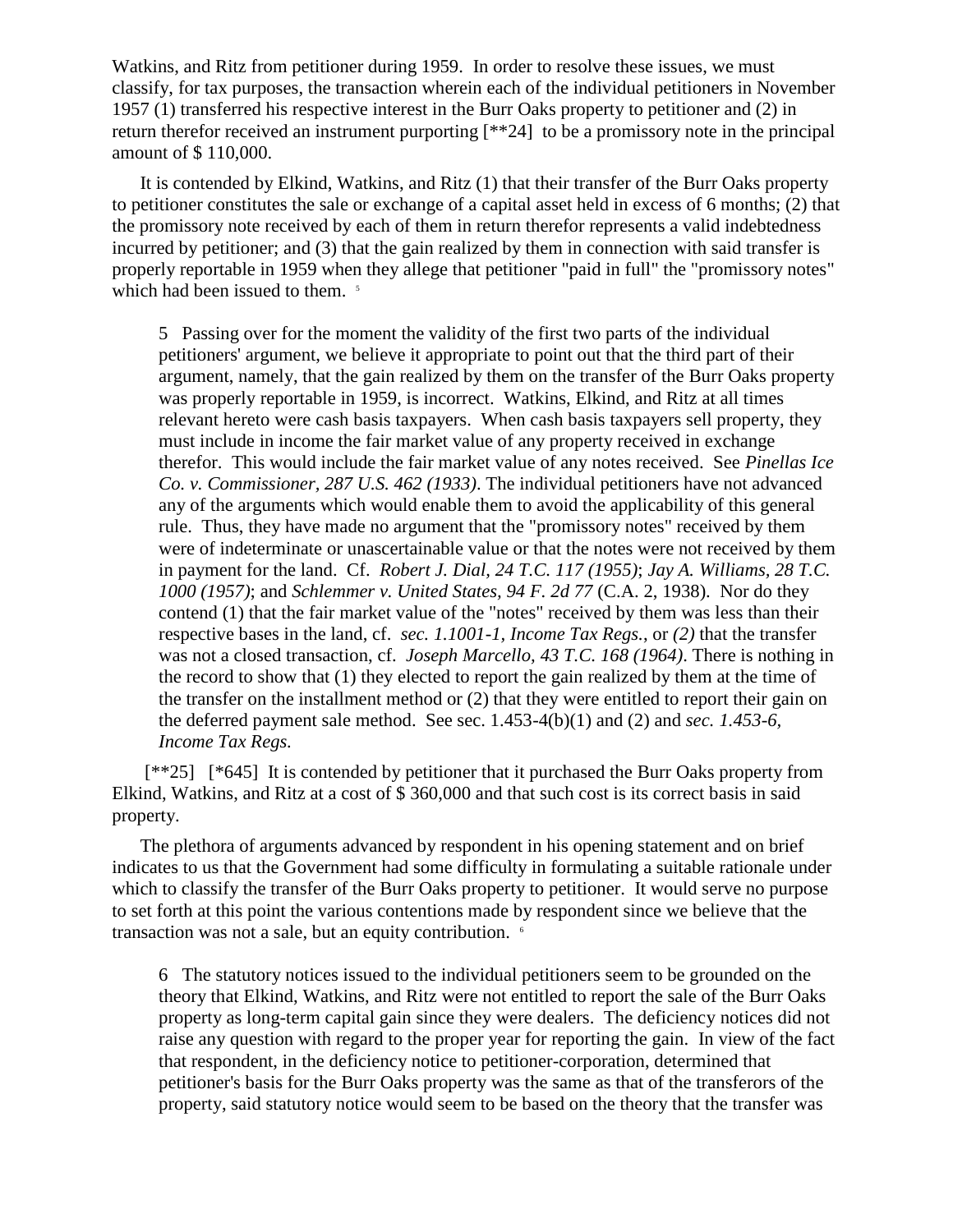Watkins, and Ritz from petitioner during 1959. In order to resolve these issues, we must classify, for tax purposes, the transaction wherein each of the individual petitioners in November 1957 (1) transferred his respective interest in the Burr Oaks property to petitioner and (2) in return therefor received an instrument purporting [**24] to be a promissory note in the principal amount of $ 110,000.

It is contended by Elkind, Watkins, and Ritz (1) that their transfer of the Burr Oaks property to petitioner constitutes the sale or exchange of a capital asset held in excess of 6 months; (2) that the promissory note received by each of them in return therefor represents a valid indebtedness incurred by petitioner; and (3) that the gain realized by them in connection with said transfer is properly reportable in 1959 when they allege that petitioner "paid in full" the "promissory notes" which had been issued to them. [5]

> 5 Passing over for the moment the validity of the first two parts of the individual petitioners' argument, we believe it appropriate to point out that the third part of their argument, namely, that the gain realized by them on the transfer of the Burr Oaks property was properly reportable in 1959, is incorrect. Watkins, Elkind, and Ritz at all times relevant hereto were cash basis taxpayers. When cash basis taxpayers sell property, they must include in income the fair market value of any property received in exchange therefor. This would include the fair market value of any notes received. See *Pinellas Ice Co. v. Commissioner, 287 U.S. 462 (1933)*. The individual petitioners have not advanced any of the arguments which would enable them to avoid the applicability of this general rule. Thus, they have made no argument that the "promissory notes" received by them were of indeterminate or unascertainable value or that the notes were not received by them in payment for the land. Cf. *Robert J. Dial, 24 T.C. 117 (1955)*; *Jay A. Williams, 28 T.C. 1000 (1957)*; and *Schlemmer v. United States, 94 F. 2d 77* (C.A. 2, 1938). Nor do they contend (1) that the fair market value of the "notes" received by them was less than their respective bases in the land, cf. *sec. 1.1001-1, Income Tax Regs.*, or *(2)* that the transfer was not a closed transaction, cf. *Joseph Marcello, 43 T.C. 168 (1964)*. There is nothing in the record to show that (1) they elected to report the gain realized by them at the time of the transfer on the installment method or (2) that they were entitled to report their gain on the deferred payment sale method. See sec. 1.453-4(b)(1) and (2) and *sec. 1.453-6, Income Tax Regs.*

[**25] [*645] It is contended by petitioner that it purchased the Burr Oaks property from Elkind, Watkins, and Ritz at a cost of $ 360,000 and that such cost is its correct basis in said property.

The plethora of arguments advanced by respondent in his opening statement and on brief indicates to us that the Government had some difficulty in formulating a suitable rationale under which to classify the transfer of the Burr Oaks property to petitioner. It would serve no purpose to set forth at this point the various contentions made by respondent since we believe that the transaction was not a sale, but an equity contribution. [6]

> 6 The statutory notices issued to the individual petitioners seem to be grounded on the theory that Elkind, Watkins, and Ritz were not entitled to report the sale of the Burr Oaks property as long-term capital gain since they were dealers. The deficiency notices did not raise any question with regard to the proper year for reporting the gain. In view of the fact that respondent, in the deficiency notice to petitioner-corporation, determined that petitioner's basis for the Burr Oaks property was the same as that of the transferors of the property, said statutory notice would seem to be based on the theory that the transfer was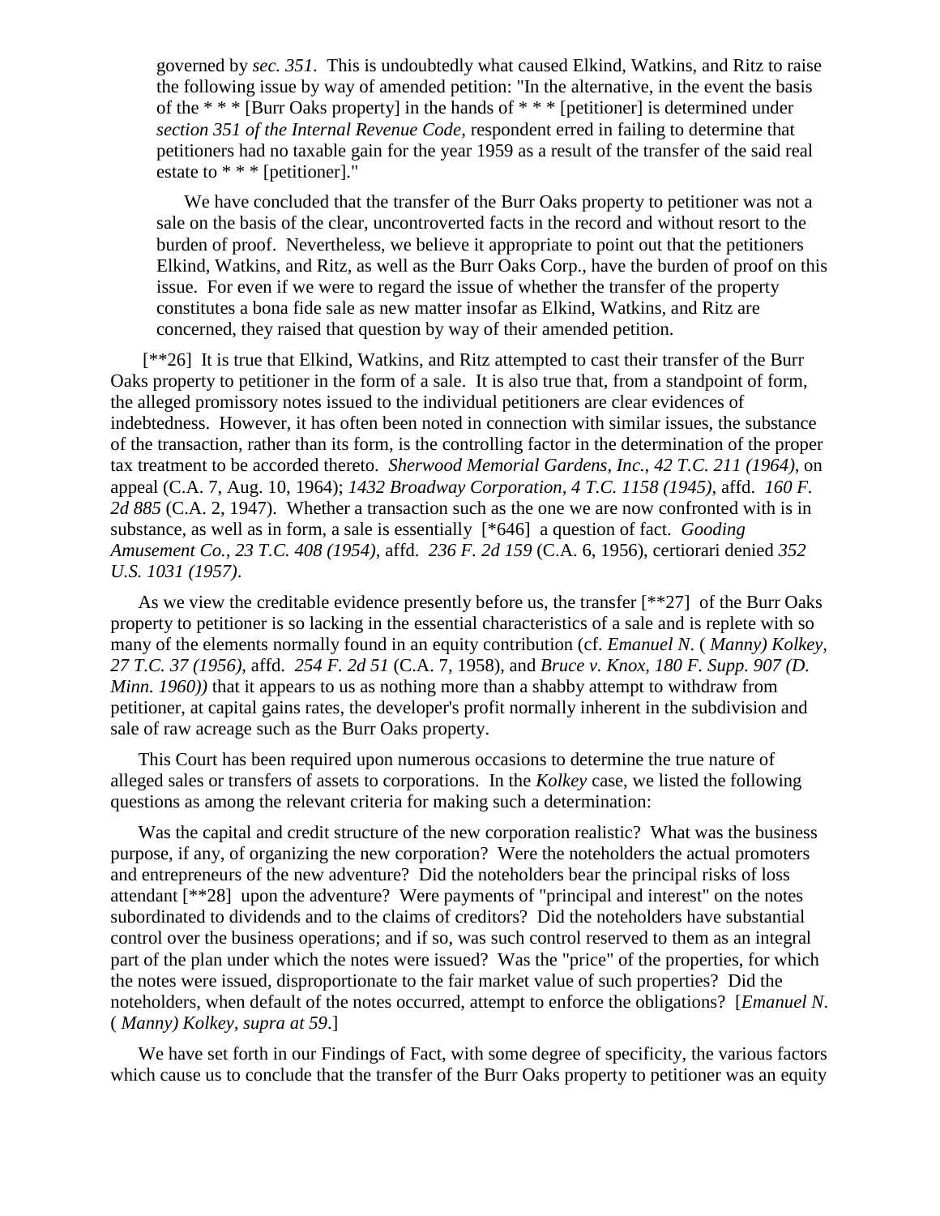governed by *sec. 351*. This is undoubtedly what caused Elkind, Watkins, and Ritz to raise the following issue by way of amended petition: "In the alternative, in the event the basis of the * * * [Burr Oaks property] in the hands of * * * [petitioner] is determined under *section 351 of the Internal Revenue Code*, respondent erred in failing to determine that petitioners had no taxable gain for the year 1959 as a result of the transfer of the said real estate to * * * [petitioner]."

We have concluded that the transfer of the Burr Oaks property to petitioner was not a sale on the basis of the clear, uncontroverted facts in the record and without resort to the burden of proof. Nevertheless, we believe it appropriate to point out that the petitioners Elkind, Watkins, and Ritz, as well as the Burr Oaks Corp., have the burden of proof on this issue. For even if we were to regard the issue of whether the transfer of the property constitutes a bona fide sale as new matter insofar as Elkind, Watkins, and Ritz are concerned, they raised that question by way of their amended petition.

[**26] It is true that Elkind, Watkins, and Ritz attempted to cast their transfer of the Burr Oaks property to petitioner in the form of a sale. It is also true that, from a standpoint of form, the alleged promissory notes issued to the individual petitioners are clear evidences of indebtedness. However, it has often been noted in connection with similar issues, the substance of the transaction, rather than its form, is the controlling factor in the determination of the proper tax treatment to be accorded thereto. *Sherwood Memorial Gardens, Inc., 42 T.C. 211 (1964)*, on appeal (C.A. 7, Aug. 10, 1964); *1432 Broadway Corporation, 4 T.C. 1158 (1945)*, affd. *160 F. 2d 885* (C.A. 2, 1947). Whether a transaction such as the one we are now confronted with is in substance, as well as in form, a sale is essentially [*646] a question of fact. *Gooding Amusement Co., 23 T.C. 408 (1954)*, affd. *236 F. 2d 159* (C.A. 6, 1956), certiorari denied *352 U.S. 1031 (1957)*.

As we view the creditable evidence presently before us, the transfer [**27] of the Burr Oaks property to petitioner is so lacking in the essential characteristics of a sale and is replete with so many of the elements normally found in an equity contribution (cf. *Emanuel N.* ( *Manny) Kolkey, 27 T.C. 37 (1956)*, affd. *254 F. 2d 51* (C.A. 7, 1958), and *Bruce v. Knox, 180 F. Supp. 907 (D. Minn. 1960))* that it appears to us as nothing more than a shabby attempt to withdraw from petitioner, at capital gains rates, the developer's profit normally inherent in the subdivision and sale of raw acreage such as the Burr Oaks property.

This Court has been required upon numerous occasions to determine the true nature of alleged sales or transfers of assets to corporations. In the *Kolkey* case, we listed the following questions as among the relevant criteria for making such a determination:

Was the capital and credit structure of the new corporation realistic? What was the business purpose, if any, of organizing the new corporation? Were the noteholders the actual promoters and entrepreneurs of the new adventure? Did the noteholders bear the principal risks of loss attendant [**28] upon the adventure? Were payments of "principal and interest" on the notes subordinated to dividends and to the claims of creditors? Did the noteholders have substantial control over the business operations; and if so, was such control reserved to them as an integral part of the plan under which the notes were issued? Was the "price" of the properties, for which the notes were issued, disproportionate to the fair market value of such properties? Did the noteholders, when default of the notes occurred, attempt to enforce the obligations? [*Emanuel N.* ( *Manny) Kolkey, supra at 59*.]

We have set forth in our Findings of Fact, with some degree of specificity, the various factors which cause us to conclude that the transfer of the Burr Oaks property to petitioner was an equity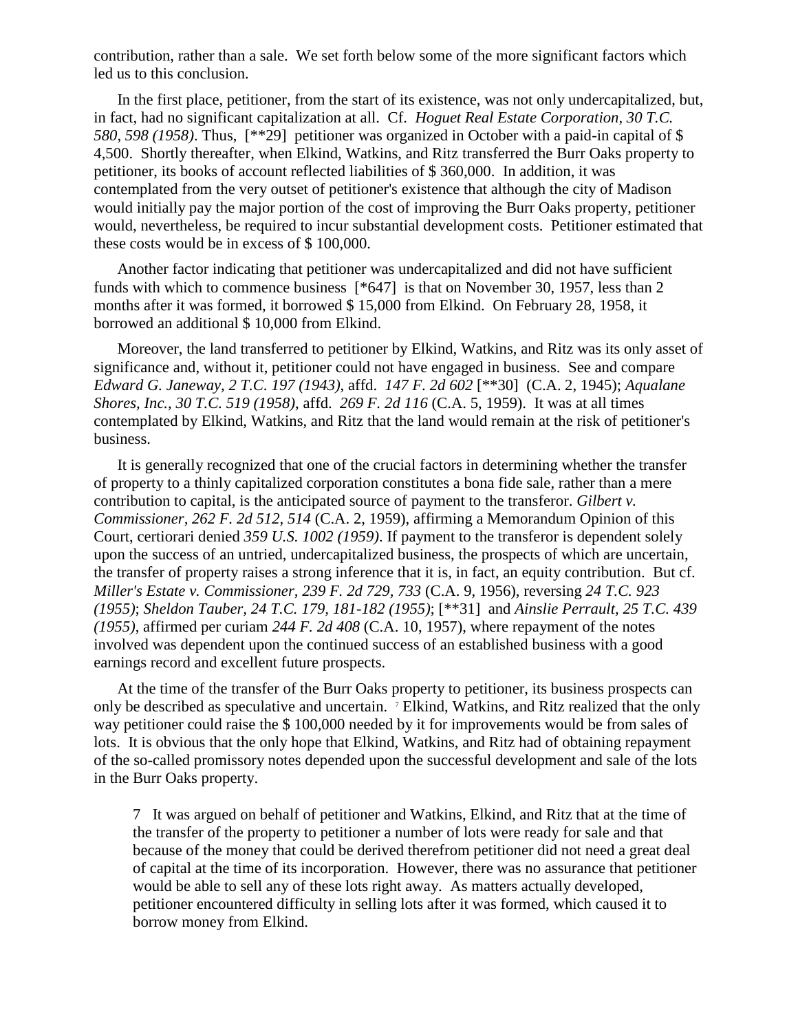contribution, rather than a sale. We set forth below some of the more significant factors which led us to this conclusion.

In the first place, petitioner, from the start of its existence, was not only undercapitalized, but, in fact, had no significant capitalization at all. Cf. *Hoguet Real Estate Corporation, 30 T.C. 580, 598 (1958)*. Thus, [**29] petitioner was organized in October with a paid-in capital of $ 4,500. Shortly thereafter, when Elkind, Watkins, and Ritz transferred the Burr Oaks property to petitioner, its books of account reflected liabilities of $ 360,000. In addition, it was contemplated from the very outset of petitioner's existence that although the city of Madison would initially pay the major portion of the cost of improving the Burr Oaks property, petitioner would, nevertheless, be required to incur substantial development costs. Petitioner estimated that these costs would be in excess of $ 100,000.

Another factor indicating that petitioner was undercapitalized and did not have sufficient funds with which to commence business [*647] is that on November 30, 1957, less than 2 months after it was formed, it borrowed $ 15,000 from Elkind. On February 28, 1958, it borrowed an additional $ 10,000 from Elkind.

Moreover, the land transferred to petitioner by Elkind, Watkins, and Ritz was its only asset of significance and, without it, petitioner could not have engaged in business. See and compare *Edward G. Janeway, 2 T.C. 197 (1943)*, affd. *147 F. 2d 602* [**30] (C.A. 2, 1945); *Aqualane Shores, Inc., 30 T.C. 519 (1958)*, affd. *269 F. 2d 116* (C.A. 5, 1959). It was at all times contemplated by Elkind, Watkins, and Ritz that the land would remain at the risk of petitioner's business.

It is generally recognized that one of the crucial factors in determining whether the transfer of property to a thinly capitalized corporation constitutes a bona fide sale, rather than a mere contribution to capital, is the anticipated source of payment to the transferor. *Gilbert v. Commissioner, 262 F. 2d 512, 514* (C.A. 2, 1959), affirming a Memorandum Opinion of this Court, certiorari denied *359 U.S. 1002 (1959)*. If payment to the transferor is dependent solely upon the success of an untried, undercapitalized business, the prospects of which are uncertain, the transfer of property raises a strong inference that it is, in fact, an equity contribution. But cf. *Miller's Estate v. Commissioner, 239 F. 2d 729, 733* (C.A. 9, 1956), reversing *24 T.C. 923 (1955)*; *Sheldon Tauber, 24 T.C. 179, 181-182 (1955)*; [**31] and *Ainslie Perrault, 25 T.C. 439 (1955)*, affirmed per curiam *244 F. 2d 408* (C.A. 10, 1957), where repayment of the notes involved was dependent upon the continued success of an established business with a good earnings record and excellent future prospects.

At the time of the transfer of the Burr Oaks property to petitioner, its business prospects can only be described as speculative and uncertain. [7] Elkind, Watkins, and Ritz realized that the only way petitioner could raise the $ 100,000 needed by it for improvements would be from sales of lots. It is obvious that the only hope that Elkind, Watkins, and Ritz had of obtaining repayment of the so-called promissory notes depended upon the successful development and sale of the lots in the Burr Oaks property.

> 7 It was argued on behalf of petitioner and Watkins, Elkind, and Ritz that at the time of the transfer of the property to petitioner a number of lots were ready for sale and that because of the money that could be derived therefrom petitioner did not need a great deal of capital at the time of its incorporation. However, there was no assurance that petitioner would be able to sell any of these lots right away. As matters actually developed, petitioner encountered difficulty in selling lots after it was formed, which caused it to borrow money from Elkind.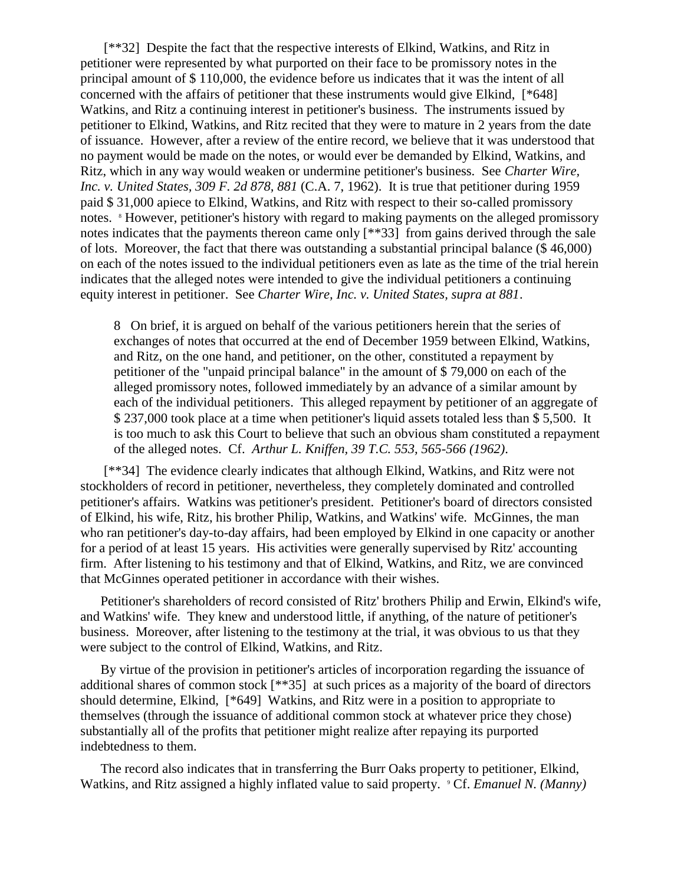[**32] Despite the fact that the respective interests of Elkind, Watkins, and Ritz in petitioner were represented by what purported on their face to be promissory notes in the principal amount of $ 110,000, the evidence before us indicates that it was the intent of all concerned with the affairs of petitioner that these instruments would give Elkind, [*648] Watkins, and Ritz a continuing interest in petitioner's business. The instruments issued by petitioner to Elkind, Watkins, and Ritz recited that they were to mature in 2 years from the date of issuance. However, after a review of the entire record, we believe that it was understood that no payment would be made on the notes, or would ever be demanded by Elkind, Watkins, and Ritz, which in any way would weaken or undermine petitioner's business. See *Charter Wire, Inc. v. United States, 309 F. 2d 878, 881* (C.A. 7, 1962). It is true that petitioner during 1959 paid $ 31,000 apiece to Elkind, Watkins, and Ritz with respect to their so-called promissory notes. [8] However, petitioner's history with regard to making payments on the alleged promissory notes indicates that the payments thereon came only [**33] from gains derived through the sale of lots. Moreover, the fact that there was outstanding a substantial principal balance ($ 46,000) on each of the notes issued to the individual petitioners even as late as the time of the trial herein indicates that the alleged notes were intended to give the individual petitioners a continuing equity interest in petitioner. See *Charter Wire, Inc. v. United States, supra at 881*.

> 8 On brief, it is argued on behalf of the various petitioners herein that the series of exchanges of notes that occurred at the end of December 1959 between Elkind, Watkins, and Ritz, on the one hand, and petitioner, on the other, constituted a repayment by petitioner of the "unpaid principal balance" in the amount of $ 79,000 on each of the alleged promissory notes, followed immediately by an advance of a similar amount by each of the individual petitioners. This alleged repayment by petitioner of an aggregate of $ 237,000 took place at a time when petitioner's liquid assets totaled less than $ 5,500. It is too much to ask this Court to believe that such an obvious sham constituted a repayment of the alleged notes. Cf. *Arthur L. Kniffen, 39 T.C. 553, 565-566 (1962)*.

[**34] The evidence clearly indicates that although Elkind, Watkins, and Ritz were not stockholders of record in petitioner, nevertheless, they completely dominated and controlled petitioner's affairs. Watkins was petitioner's president. Petitioner's board of directors consisted of Elkind, his wife, Ritz, his brother Philip, Watkins, and Watkins' wife. McGinnes, the man who ran petitioner's day-to-day affairs, had been employed by Elkind in one capacity or another for a period of at least 15 years. His activities were generally supervised by Ritz' accounting firm. After listening to his testimony and that of Elkind, Watkins, and Ritz, we are convinced that McGinnes operated petitioner in accordance with their wishes.

Petitioner's shareholders of record consisted of Ritz' brothers Philip and Erwin, Elkind's wife, and Watkins' wife. They knew and understood little, if anything, of the nature of petitioner's business. Moreover, after listening to the testimony at the trial, it was obvious to us that they were subject to the control of Elkind, Watkins, and Ritz.

By virtue of the provision in petitioner's articles of incorporation regarding the issuance of additional shares of common stock [**35] at such prices as a majority of the board of directors should determine, Elkind, [*649] Watkins, and Ritz were in a position to appropriate to themselves (through the issuance of additional common stock at whatever price they chose) substantially all of the profits that petitioner might realize after repaying its purported indebtedness to them.

The record also indicates that in transferring the Burr Oaks property to petitioner, Elkind, Watkins, and Ritz assigned a highly inflated value to said property. [9] Cf. *Emanuel N. (Manny)*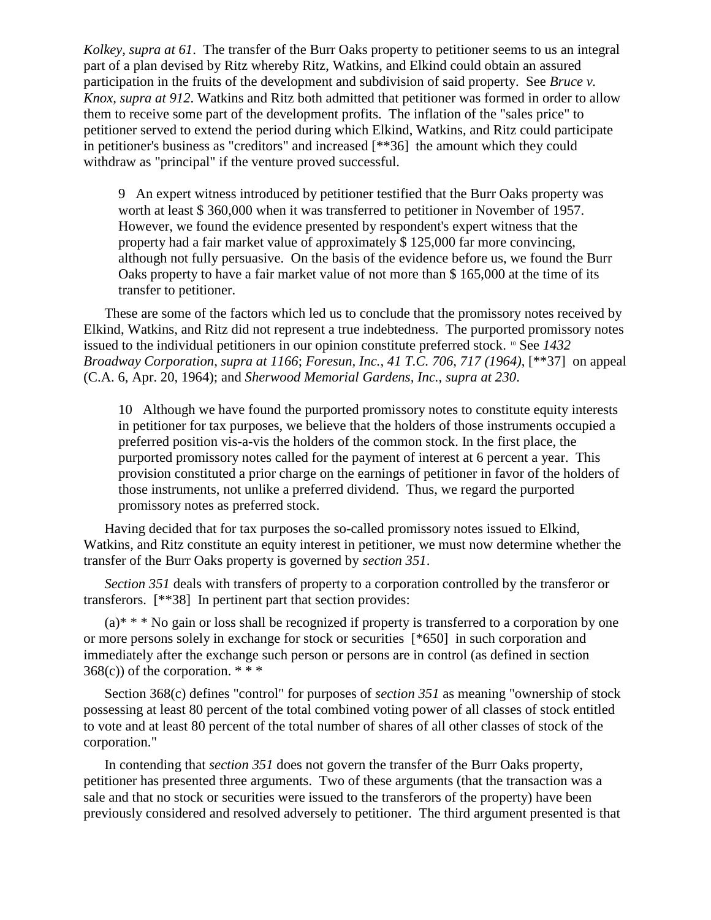*Kolkey, supra at 61*. The transfer of the Burr Oaks property to petitioner seems to us an integral part of a plan devised by Ritz whereby Ritz, Watkins, and Elkind could obtain an assured participation in the fruits of the development and subdivision of said property. See *Bruce v. Knox, supra at 912*. Watkins and Ritz both admitted that petitioner was formed in order to allow them to receive some part of the development profits. The inflation of the "sales price" to petitioner served to extend the period during which Elkind, Watkins, and Ritz could participate in petitioner's business as "creditors" and increased [**36] the amount which they could withdraw as "principal" if the venture proved successful.

> 9 An expert witness introduced by petitioner testified that the Burr Oaks property was worth at least $ 360,000 when it was transferred to petitioner in November of 1957. However, we found the evidence presented by respondent's expert witness that the property had a fair market value of approximately $ 125,000 far more convincing, although not fully persuasive. On the basis of the evidence before us, we found the Burr Oaks property to have a fair market value of not more than $ 165,000 at the time of its transfer to petitioner.

These are some of the factors which led us to conclude that the promissory notes received by Elkind, Watkins, and Ritz did not represent a true indebtedness. The purported promissory notes issued to the individual petitioners in our opinion constitute preferred stock. [10] See *1432 Broadway Corporation, supra at 1166*; *Foresun, Inc., 41 T.C. 706, 717 (1964)*, [**37] on appeal (C.A. 6, Apr. 20, 1964); and *Sherwood Memorial Gardens, Inc., supra at 230*.

> 10 Although we have found the purported promissory notes to constitute equity interests in petitioner for tax purposes, we believe that the holders of those instruments occupied a preferred position vis-a-vis the holders of the common stock. In the first place, the purported promissory notes called for the payment of interest at 6 percent a year. This provision constituted a prior charge on the earnings of petitioner in favor of the holders of those instruments, not unlike a preferred dividend. Thus, we regard the purported promissory notes as preferred stock.

Having decided that for tax purposes the so-called promissory notes issued to Elkind, Watkins, and Ritz constitute an equity interest in petitioner, we must now determine whether the transfer of the Burr Oaks property is governed by *section 351*.

*Section 351* deals with transfers of property to a corporation controlled by the transferor or transferors. [**38] In pertinent part that section provides:

(a)* * * No gain or loss shall be recognized if property is transferred to a corporation by one or more persons solely in exchange for stock or securities [*650] in such corporation and immediately after the exchange such person or persons are in control (as defined in section 368(c)) of the corporation. * * *

Section 368(c) defines "control" for purposes of *section 351* as meaning "ownership of stock possessing at least 80 percent of the total combined voting power of all classes of stock entitled to vote and at least 80 percent of the total number of shares of all other classes of stock of the corporation."

In contending that *section 351* does not govern the transfer of the Burr Oaks property, petitioner has presented three arguments. Two of these arguments (that the transaction was a sale and that no stock or securities were issued to the transferors of the property) have been previously considered and resolved adversely to petitioner. The third argument presented is that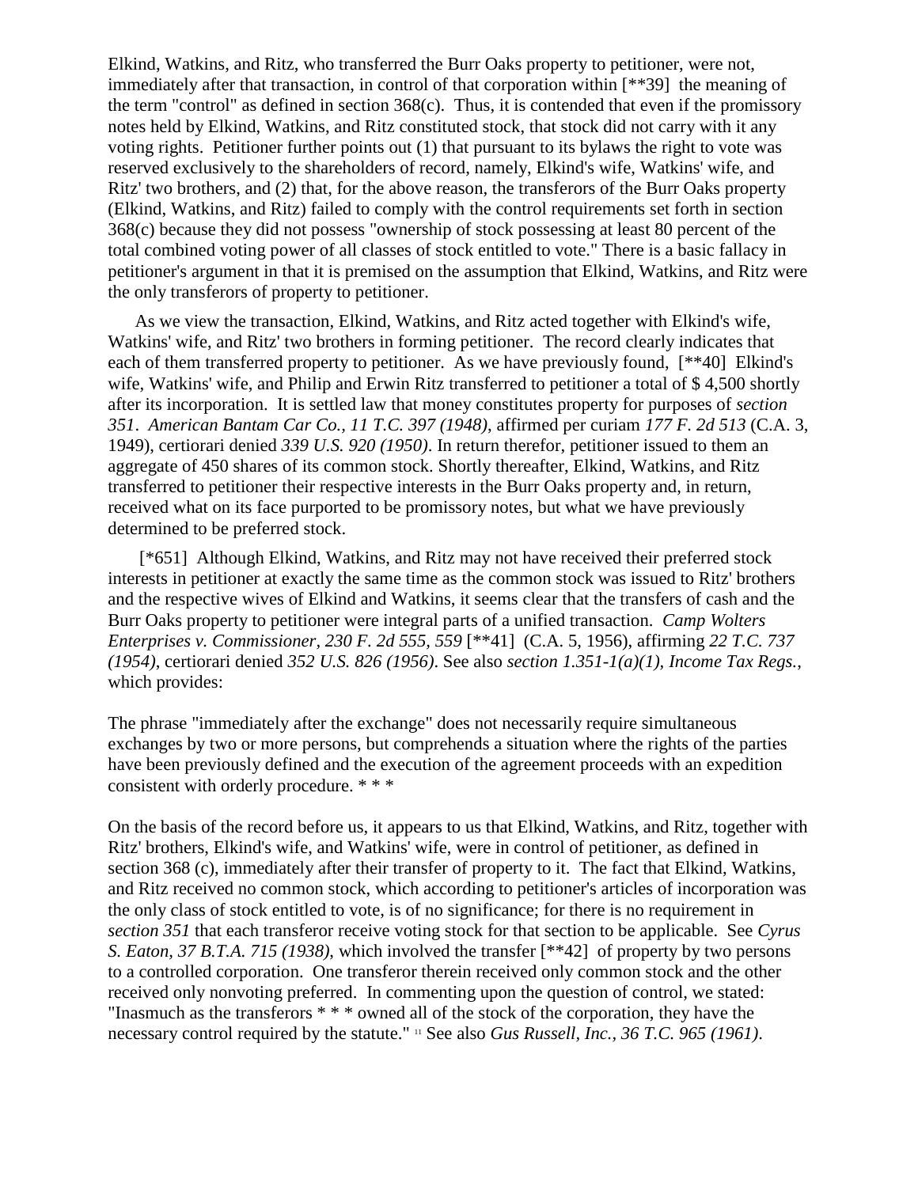Elkind, Watkins, and Ritz, who transferred the Burr Oaks property to petitioner, were not, immediately after that transaction, in control of that corporation within [**39] the meaning of the term "control" as defined in section 368(c). Thus, it is contended that even if the promissory notes held by Elkind, Watkins, and Ritz constituted stock, that stock did not carry with it any voting rights. Petitioner further points out (1) that pursuant to its bylaws the right to vote was reserved exclusively to the shareholders of record, namely, Elkind's wife, Watkins' wife, and Ritz' two brothers, and (2) that, for the above reason, the transferors of the Burr Oaks property (Elkind, Watkins, and Ritz) failed to comply with the control requirements set forth in section 368(c) because they did not possess "ownership of stock possessing at least 80 percent of the total combined voting power of all classes of stock entitled to vote." There is a basic fallacy in petitioner's argument in that it is premised on the assumption that Elkind, Watkins, and Ritz were the only transferors of property to petitioner.

As we view the transaction, Elkind, Watkins, and Ritz acted together with Elkind's wife, Watkins' wife, and Ritz' two brothers in forming petitioner. The record clearly indicates that each of them transferred property to petitioner. As we have previously found, [**40] Elkind's wife, Watkins' wife, and Philip and Erwin Ritz transferred to petitioner a total of $ 4,500 shortly after its incorporation. It is settled law that money constitutes property for purposes of *section 351*. *American Bantam Car Co., 11 T.C. 397 (1948)*, affirmed per curiam *177 F. 2d 513* (C.A. 3, 1949), certiorari denied *339 U.S. 920 (1950)*. In return therefor, petitioner issued to them an aggregate of 450 shares of its common stock. Shortly thereafter, Elkind, Watkins, and Ritz transferred to petitioner their respective interests in the Burr Oaks property and, in return, received what on its face purported to be promissory notes, but what we have previously determined to be preferred stock.

[*651] Although Elkind, Watkins, and Ritz may not have received their preferred stock interests in petitioner at exactly the same time as the common stock was issued to Ritz' brothers and the respective wives of Elkind and Watkins, it seems clear that the transfers of cash and the Burr Oaks property to petitioner were integral parts of a unified transaction. *Camp Wolters Enterprises v. Commissioner, 230 F. 2d 555, 559* [**41] (C.A. 5, 1956), affirming *22 T.C. 737 (1954)*, certiorari denied *352 U.S. 826 (1956)*. See also *section 1.351-1(a)(1), Income Tax Regs.*, which provides:

The phrase "immediately after the exchange" does not necessarily require simultaneous exchanges by two or more persons, but comprehends a situation where the rights of the parties have been previously defined and the execution of the agreement proceeds with an expedition consistent with orderly procedure. * * *

On the basis of the record before us, it appears to us that Elkind, Watkins, and Ritz, together with Ritz' brothers, Elkind's wife, and Watkins' wife, were in control of petitioner, as defined in section 368 (c), immediately after their transfer of property to it. The fact that Elkind, Watkins, and Ritz received no common stock, which according to petitioner's articles of incorporation was the only class of stock entitled to vote, is of no significance; for there is no requirement in *section 351* that each transferor receive voting stock for that section to be applicable. See *Cyrus S. Eaton, 37 B.T.A. 715 (1938)*, which involved the transfer [**42] of property by two persons to a controlled corporation. One transferor therein received only common stock and the other received only nonvoting preferred. In commenting upon the question of control, we stated: "Inasmuch as the transferors * * * owned all of the stock of the corporation, they have the necessary control required by the statute." [11] See also *Gus Russell, Inc., 36 T.C. 965 (1961)*.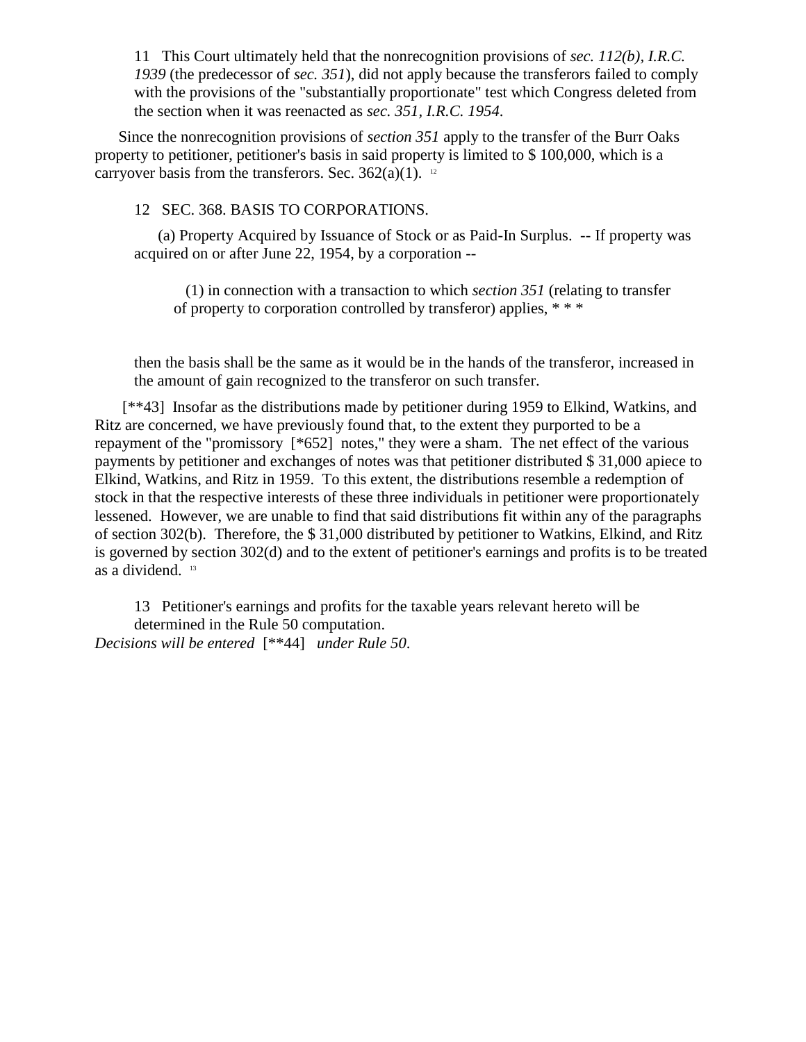11 This Court ultimately held that the nonrecognition provisions of *sec. 112(b), I.R.C. 1939* (the predecessor of *sec. 351*), did not apply because the transferors failed to comply with the provisions of the "substantially proportionate" test which Congress deleted from the section when it was reenacted as *sec. 351, I.R.C. 1954*.

Since the nonrecognition provisions of *section 351* apply to the transfer of the Burr Oaks property to petitioner, petitioner's basis in said property is limited to $ 100,000, which is a carryover basis from the transferors. Sec. 362(a)(1). [12]

12 SEC. 368. BASIS TO CORPORATIONS.

(a) Property Acquired by Issuance of Stock or as Paid-In Surplus. -- If property was acquired on or after June 22, 1954, by a corporation --

(1) in connection with a transaction to which *section 351* (relating to transfer of property to corporation controlled by transferor) applies, * * *

then the basis shall be the same as it would be in the hands of the transferor, increased in the amount of gain recognized to the transferor on such transfer.

[**43] Insofar as the distributions made by petitioner during 1959 to Elkind, Watkins, and Ritz are concerned, we have previously found that, to the extent they purported to be a repayment of the "promissory [*652] notes," they were a sham. The net effect of the various payments by petitioner and exchanges of notes was that petitioner distributed $ 31,000 apiece to Elkind, Watkins, and Ritz in 1959. To this extent, the distributions resemble a redemption of stock in that the respective interests of these three individuals in petitioner were proportionately lessened. However, we are unable to find that said distributions fit within any of the paragraphs of section 302(b). Therefore, the $ 31,000 distributed by petitioner to Watkins, Elkind, and Ritz is governed by section 302(d) and to the extent of petitioner's earnings and profits is to be treated as a dividend. [13]

13 Petitioner's earnings and profits for the taxable years relevant hereto will be determined in the Rule 50 computation.

*Decisions will be entered* [**44] *under Rule 50.*